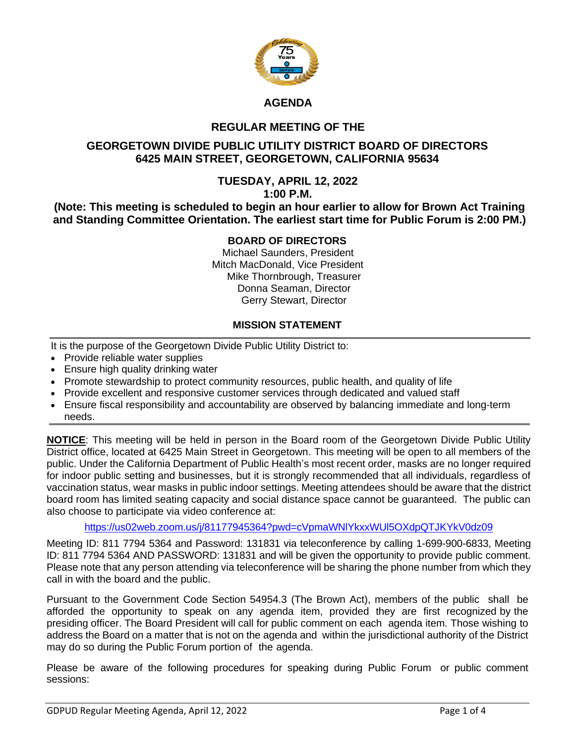# AGENDA

## REGULAR MEETING OF THE

## GEORGETOWN DIVIDE PUBLIC UTILITY DISTRICT BOARD OF DIRECTORS
## 6425 MAIN STREET, GEORGETOWN, CALIFORNIA 95634

### TUESDAY, APRIL 12, 2022
### 1:00 P.M.

**(Note: This meeting is scheduled to begin an hour earlier to allow for Brown Act Training and Standing Committee Orientation. The earliest start time for Public Forum is 2:00 PM.)**

### BOARD OF DIRECTORS

Michael Saunders, President
Mitch MacDonald, Vice President
Mike Thornbrough, Treasurer
Donna Seaman, Director
Gerry Stewart, Director

### MISSION STATEMENT

It is the purpose of the Georgetown Divide Public Utility District to:

- Provide reliable water supplies
- Ensure high quality drinking water
- Promote stewardship to protect community resources, public health, and quality of life
- Provide excellent and responsive customer services through dedicated and valued staff
- Ensure fiscal responsibility and accountability are observed by balancing immediate and long-term needs.

**NOTICE**: This meeting will be held in person in the Board room of the Georgetown Divide Public Utility District office, located at 6425 Main Street in Georgetown. This meeting will be open to all members of the public. Under the California Department of Public Health's most recent order, masks are no longer required for indoor public setting and businesses, but it is strongly recommended that all individuals, regardless of vaccination status, wear masks in public indoor settings. Meeting attendees should be aware that the district board room has limited seating capacity and social distance space cannot be guaranteed. The public can also choose to participate via video conference at:

https://us02web.zoom.us/j/81177945364?pwd=cVpmaWNlYkxxWUl5OXdpQTJKYkV0dz09

Meeting ID: 811 7794 5364 and Password: 131831 via teleconference by calling 1-699-900-6833, Meeting ID: 811 7794 5364 AND PASSWORD: 131831 and will be given the opportunity to provide public comment. Please note that any person attending via teleconference will be sharing the phone number from which they call in with the board and the public.

Pursuant to the Government Code Section 54954.3 (The Brown Act), members of the public shall be afforded the opportunity to speak on any agenda item, provided they are first recognized by the presiding officer. The Board President will call for public comment on each agenda item. Those wishing to address the Board on a matter that is not on the agenda and within the jurisdictional authority of the District may do so during the Public Forum portion of the agenda.

Please be aware of the following procedures for speaking during Public Forum or public comment sessions: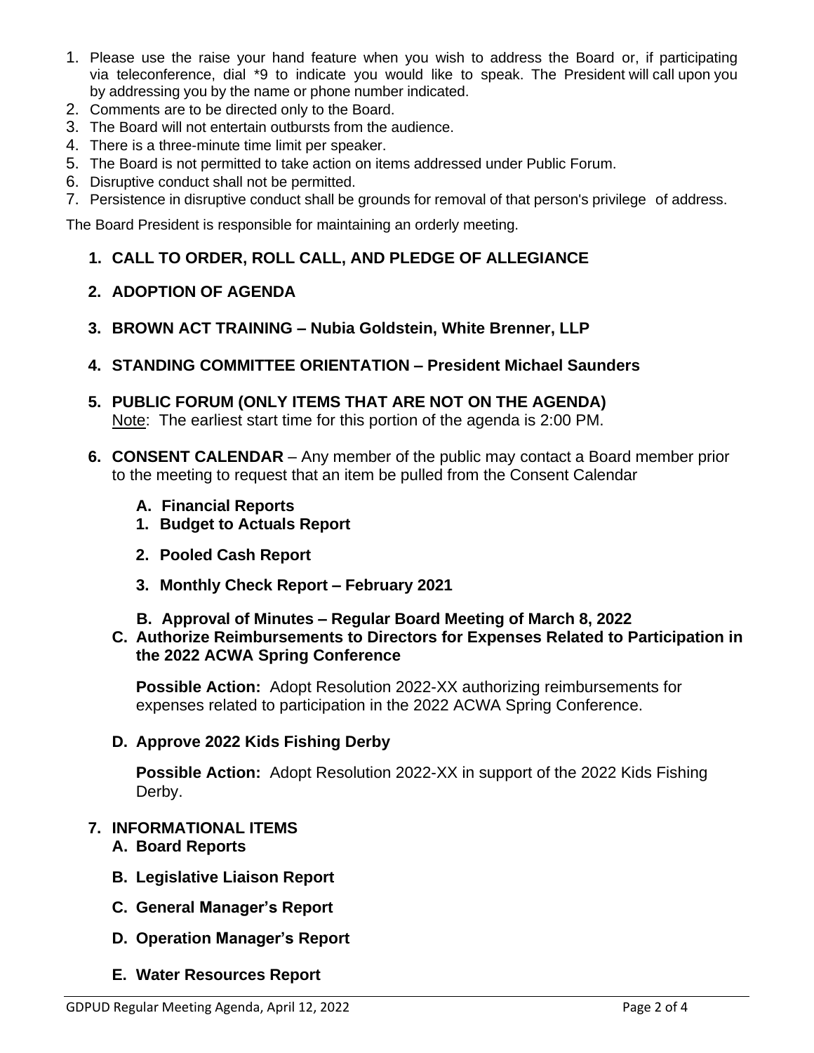1. Please use the raise your hand feature when you wish to address the Board or, if participating via teleconference, dial *9 to indicate you would like to speak. The President will call upon you by addressing you by the name or phone number indicated.
2. Comments are to be directed only to the Board.
3. The Board will not entertain outbursts from the audience.
4. There is a three-minute time limit per speaker.
5. The Board is not permitted to take action on items addressed under Public Forum.
6. Disruptive conduct shall not be permitted.
7. Persistence in disruptive conduct shall be grounds for removal of that person's privilege of address.

The Board President is responsible for maintaining an orderly meeting.

**1. CALL TO ORDER, ROLL CALL, AND PLEDGE OF ALLEGIANCE**

**2. ADOPTION OF AGENDA**

**3. BROWN ACT TRAINING – Nubia Goldstein, White Brenner, LLP**

**4. STANDING COMMITTEE ORIENTATION – President Michael Saunders**

**5. PUBLIC FORUM (ONLY ITEMS THAT ARE NOT ON THE AGENDA)**

Note: The earliest start time for this portion of the agenda is 2:00 PM.

**6. CONSENT CALENDAR** – Any member of the public may contact a Board member prior to the meeting to request that an item be pulled from the Consent Calendar

**A. Financial Reports**

**1. Budget to Actuals Report**

**2. Pooled Cash Report**

**3. Monthly Check Report – February 2021**

**B. Approval of Minutes – Regular Board Meeting of March 8, 2022**

**C. Authorize Reimbursements to Directors for Expenses Related to Participation in the 2022 ACWA Spring Conference**

**Possible Action:** Adopt Resolution 2022-XX authorizing reimbursements for expenses related to participation in the 2022 ACWA Spring Conference.

**D. Approve 2022 Kids Fishing Derby**

**Possible Action:** Adopt Resolution 2022-XX in support of the 2022 Kids Fishing Derby.

**7. INFORMATIONAL ITEMS**

**A. Board Reports**

**B. Legislative Liaison Report**

**C. General Manager's Report**

**D. Operation Manager's Report**

**E. Water Resources Report**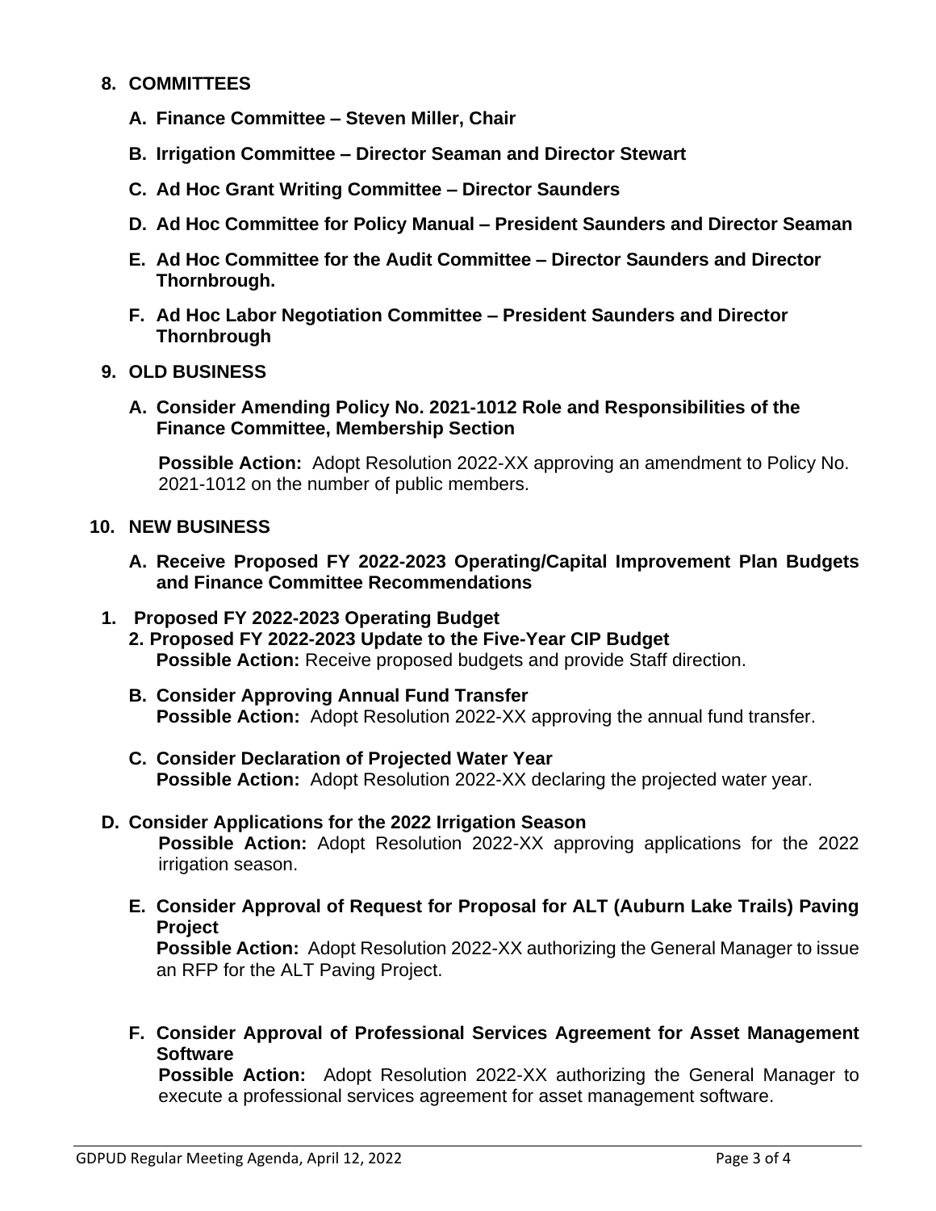## 8. COMMITTEES

**A. Finance Committee – Steven Miller, Chair**

**B. Irrigation Committee – Director Seaman and Director Stewart**

**C. Ad Hoc Grant Writing Committee – Director Saunders**

**D. Ad Hoc Committee for Policy Manual – President Saunders and Director Seaman**

**E. Ad Hoc Committee for the Audit Committee – Director Saunders and Director Thornbrough.**

**F. Ad Hoc Labor Negotiation Committee – President Saunders and Director Thornbrough**

## 9. OLD BUSINESS

**A. Consider Amending Policy No. 2021-1012 Role and Responsibilities of the Finance Committee, Membership Section**

**Possible Action:** Adopt Resolution 2022-XX approving an amendment to Policy No. 2021-1012 on the number of public members.

## 10. NEW BUSINESS

**A. Receive Proposed FY 2022-2023 Operating/Capital Improvement Plan Budgets and Finance Committee Recommendations**

**1. Proposed FY 2022-2023 Operating Budget**

**2. Proposed FY 2022-2023 Update to the Five-Year CIP Budget**

**Possible Action:** Receive proposed budgets and provide Staff direction.

**B. Consider Approving Annual Fund Transfer**

**Possible Action:** Adopt Resolution 2022-XX approving the annual fund transfer.

**C. Consider Declaration of Projected Water Year**

**Possible Action:** Adopt Resolution 2022-XX declaring the projected water year.

**D. Consider Applications for the 2022 Irrigation Season**

**Possible Action:** Adopt Resolution 2022-XX approving applications for the 2022 irrigation season.

**E. Consider Approval of Request for Proposal for ALT (Auburn Lake Trails) Paving Project**

**Possible Action:** Adopt Resolution 2022-XX authorizing the General Manager to issue an RFP for the ALT Paving Project.

**F. Consider Approval of Professional Services Agreement for Asset Management Software**

**Possible Action:** Adopt Resolution 2022-XX authorizing the General Manager to execute a professional services agreement for asset management software.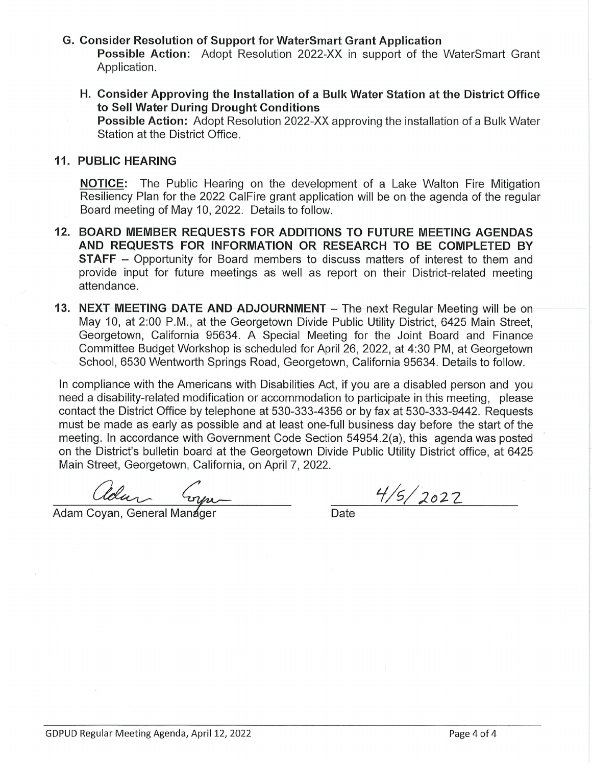**G. Consider Resolution of Support for WaterSmart Grant Application**
**Possible Action:** Adopt Resolution 2022-XX in support of the WaterSmart Grant Application.

**H. Consider Approving the Installation of a Bulk Water Station at the District Office to Sell Water During Drought Conditions**
**Possible Action:** Adopt Resolution 2022-XX approving the installation of a Bulk Water Station at the District Office.

**11. PUBLIC HEARING**

**NOTICE:** The Public Hearing on the development of a Lake Walton Fire Mitigation Resiliency Plan for the 2022 CalFire grant application will be on the agenda of the regular Board meeting of May 10, 2022. Details to follow.

**12. BOARD MEMBER REQUESTS FOR ADDITIONS TO FUTURE MEETING AGENDAS AND REQUESTS FOR INFORMATION OR RESEARCH TO BE COMPLETED BY STAFF** – Opportunity for Board members to discuss matters of interest to them and provide input for future meetings as well as report on their District-related meeting attendance.

**13. NEXT MEETING DATE AND ADJOURNMENT** – The next Regular Meeting will be on May 10, at 2:00 P.M., at the Georgetown Divide Public Utility District, 6425 Main Street, Georgetown, California 95634. A Special Meeting for the Joint Board and Finance Committee Budget Workshop is scheduled for April 26, 2022, at 4:30 PM, at Georgetown School, 6530 Wentworth Springs Road, Georgetown, California 95634. Details to follow.

In compliance with the Americans with Disabilities Act, if you are a disabled person and you need a disability-related modification or accommodation to participate in this meeting, please contact the District Office by telephone at 530-333-4356 or by fax at 530-333-9442. Requests must be made as early as possible and at least one-full business day before the start of the meeting. In accordance with Government Code Section 54954.2(a), this agenda was posted on the District's bulletin board at the Georgetown Divide Public Utility District office, at 6425 Main Street, Georgetown, California, on April 7, 2022.

Adam Coyan

Adam Coyan, General Manager

4/5/2022

Date